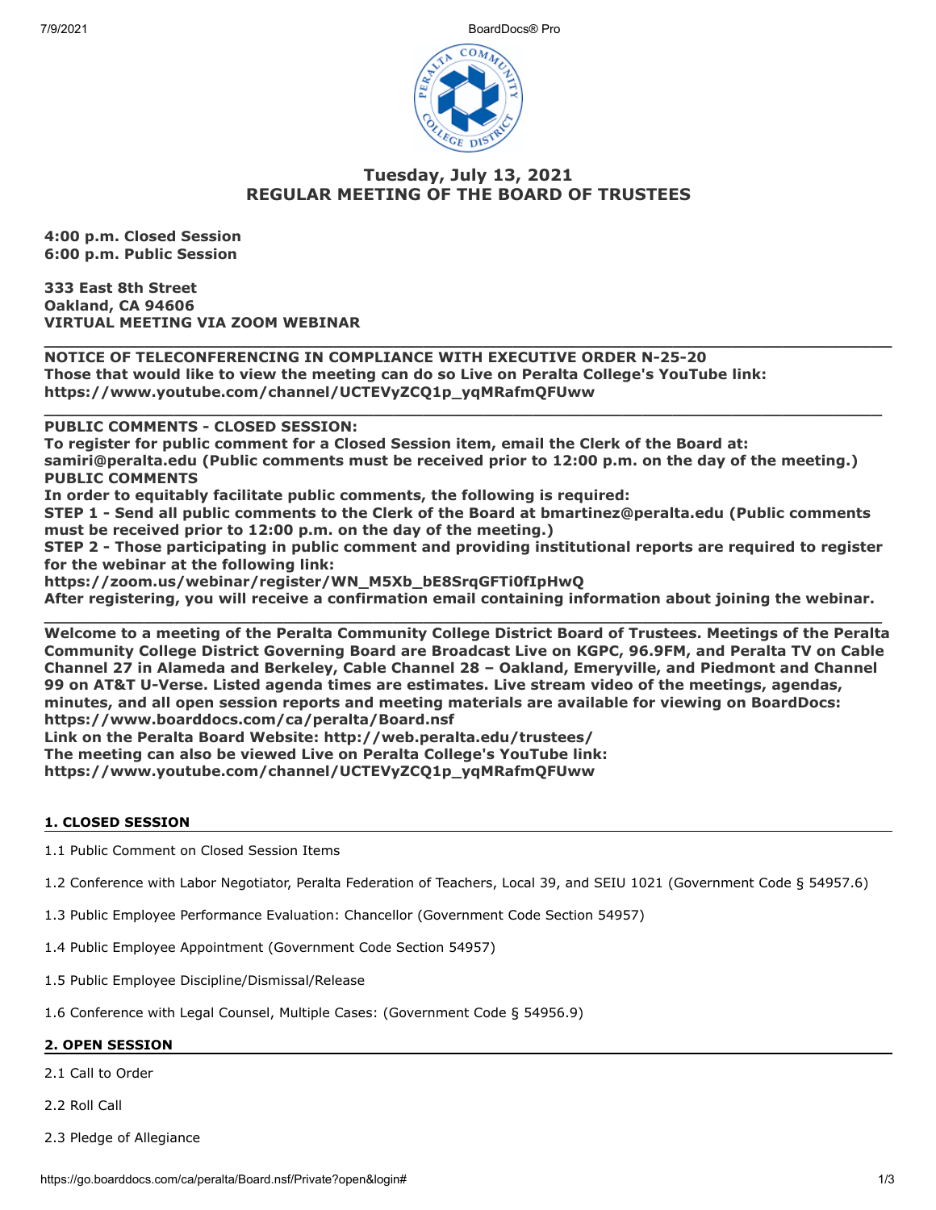# Tuesday, July 13, 2021
# REGULAR MEETING OF THE BOARD OF TRUSTEES

**4:00 p.m. Closed Session**
**6:00 p.m. Public Session**

**333 East 8th Street**
**Oakland, CA 94606**
**VIRTUAL MEETING VIA ZOOM WEBINAR**

---

**NOTICE OF TELECONFERENCING IN COMPLIANCE WITH EXECUTIVE ORDER N-25-20**
**Those that would like to view the meeting can do so Live on Peralta College's YouTube link:**
**https://www.youtube.com/channel/UCTEVyZCQ1p_yqMRafmQFUww**

---

**PUBLIC COMMENTS - CLOSED SESSION:**
**To register for public comment for a Closed Session item, email the Clerk of the Board at: samiri@peralta.edu (Public comments must be received prior to 12:00 p.m. on the day of the meeting.)**
**PUBLIC COMMENTS**
**In order to equitably facilitate public comments, the following is required:**
**STEP 1 - Send all public comments to the Clerk of the Board at bmartinez@peralta.edu (Public comments must be received prior to 12:00 p.m. on the day of the meeting.)**
**STEP 2 - Those participating in public comment and providing institutional reports are required to register for the webinar at the following link:**
**https://zoom.us/webinar/register/WN_M5Xb_bE8SrqGFTi0fIpHwQ**
**After registering, you will receive a confirmation email containing information about joining the webinar.**

---

**Welcome to a meeting of the Peralta Community College District Board of Trustees. Meetings of the Peralta Community College District Governing Board are Broadcast Live on KGPC, 96.9FM, and Peralta TV on Cable Channel 27 in Alameda and Berkeley, Cable Channel 28 – Oakland, Emeryville, and Piedmont and Channel 99 on AT&T U-Verse. Listed agenda times are estimates. Live stream video of the meetings, agendas, minutes, and all open session reports and meeting materials are available for viewing on BoardDocs: https://www.boarddocs.com/ca/peralta/Board.nsf**
**Link on the Peralta Board Website: http://web.peralta.edu/trustees/**
**The meeting can also be viewed Live on Peralta College's YouTube link:**
**https://www.youtube.com/channel/UCTEVyZCQ1p_yqMRafmQFUww**

## 1. CLOSED SESSION

1.1 Public Comment on Closed Session Items

1.2 Conference with Labor Negotiator, Peralta Federation of Teachers, Local 39, and SEIU 1021 (Government Code § 54957.6)

1.3 Public Employee Performance Evaluation: Chancellor (Government Code Section 54957)

1.4 Public Employee Appointment (Government Code Section 54957)

1.5 Public Employee Discipline/Dismissal/Release

1.6 Conference with Legal Counsel, Multiple Cases: (Government Code § 54956.9)

## 2. OPEN SESSION

2.1 Call to Order

2.2 Roll Call

2.3 Pledge of Allegiance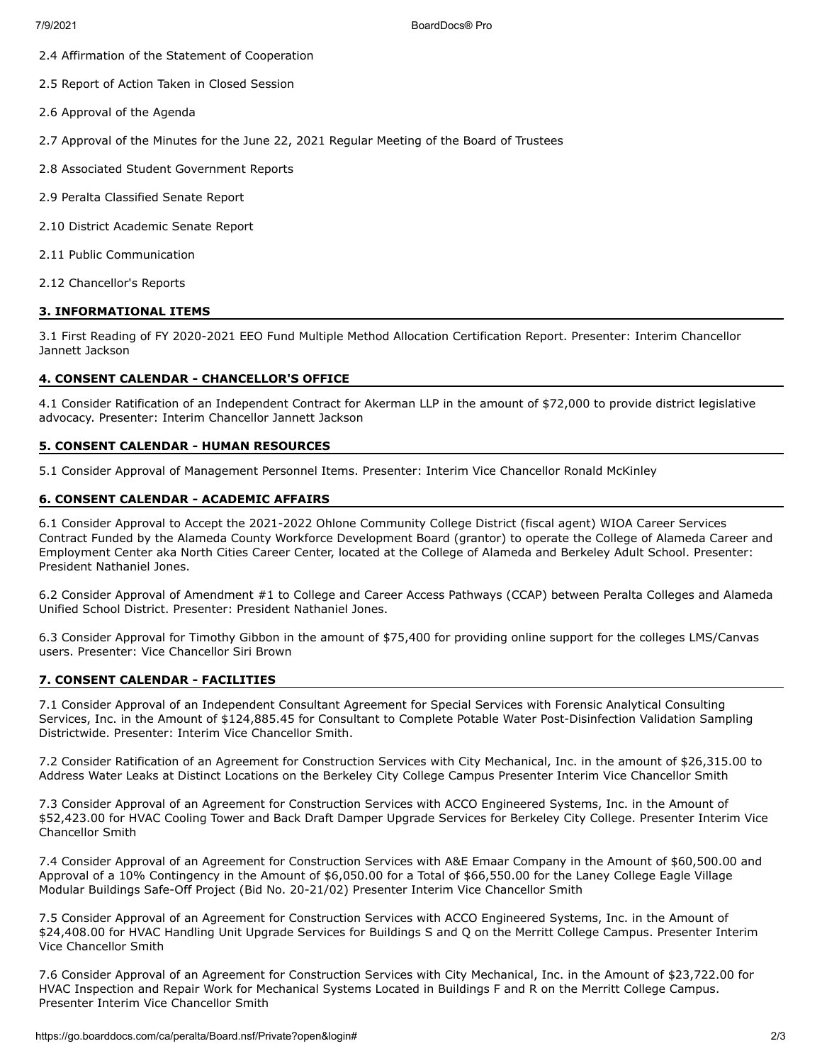2.4 Affirmation of the Statement of Cooperation

2.5 Report of Action Taken in Closed Session

2.6 Approval of the Agenda

2.7 Approval of the Minutes for the June 22, 2021 Regular Meeting of the Board of Trustees

2.8 Associated Student Government Reports

2.9 Peralta Classified Senate Report

2.10 District Academic Senate Report

2.11 Public Communication

2.12 Chancellor's Reports

## 3. INFORMATIONAL ITEMS

3.1 First Reading of FY 2020-2021 EEO Fund Multiple Method Allocation Certification Report. Presenter: Interim Chancellor Jannett Jackson

## 4. CONSENT CALENDAR - CHANCELLOR'S OFFICE

4.1 Consider Ratification of an Independent Contract for Akerman LLP in the amount of $72,000 to provide district legislative advocacy. Presenter: Interim Chancellor Jannett Jackson

## 5. CONSENT CALENDAR - HUMAN RESOURCES

5.1 Consider Approval of Management Personnel Items. Presenter: Interim Vice Chancellor Ronald McKinley

## 6. CONSENT CALENDAR - ACADEMIC AFFAIRS

6.1 Consider Approval to Accept the 2021-2022 Ohlone Community College District (fiscal agent) WIOA Career Services Contract Funded by the Alameda County Workforce Development Board (grantor) to operate the College of Alameda Career and Employment Center aka North Cities Career Center, located at the College of Alameda and Berkeley Adult School. Presenter: President Nathaniel Jones.

6.2 Consider Approval of Amendment #1 to College and Career Access Pathways (CCAP) between Peralta Colleges and Alameda Unified School District. Presenter: President Nathaniel Jones.

6.3 Consider Approval for Timothy Gibbon in the amount of $75,400 for providing online support for the colleges LMS/Canvas users. Presenter: Vice Chancellor Siri Brown

## 7. CONSENT CALENDAR - FACILITIES

7.1 Consider Approval of an Independent Consultant Agreement for Special Services with Forensic Analytical Consulting Services, Inc. in the Amount of $124,885.45 for Consultant to Complete Potable Water Post-Disinfection Validation Sampling Districtwide. Presenter: Interim Vice Chancellor Smith.

7.2 Consider Ratification of an Agreement for Construction Services with City Mechanical, Inc. in the amount of $26,315.00 to Address Water Leaks at Distinct Locations on the Berkeley City College Campus Presenter Interim Vice Chancellor Smith

7.3 Consider Approval of an Agreement for Construction Services with ACCO Engineered Systems, Inc. in the Amount of $52,423.00 for HVAC Cooling Tower and Back Draft Damper Upgrade Services for Berkeley City College. Presenter Interim Vice Chancellor Smith

7.4 Consider Approval of an Agreement for Construction Services with A&E Emaar Company in the Amount of $60,500.00 and Approval of a 10% Contingency in the Amount of $6,050.00 for a Total of $66,550.00 for the Laney College Eagle Village Modular Buildings Safe-Off Project (Bid No. 20-21/02) Presenter Interim Vice Chancellor Smith

7.5 Consider Approval of an Agreement for Construction Services with ACCO Engineered Systems, Inc. in the Amount of $24,408.00 for HVAC Handling Unit Upgrade Services for Buildings S and Q on the Merritt College Campus. Presenter Interim Vice Chancellor Smith

7.6 Consider Approval of an Agreement for Construction Services with City Mechanical, Inc. in the Amount of $23,722.00 for HVAC Inspection and Repair Work for Mechanical Systems Located in Buildings F and R on the Merritt College Campus. Presenter Interim Vice Chancellor Smith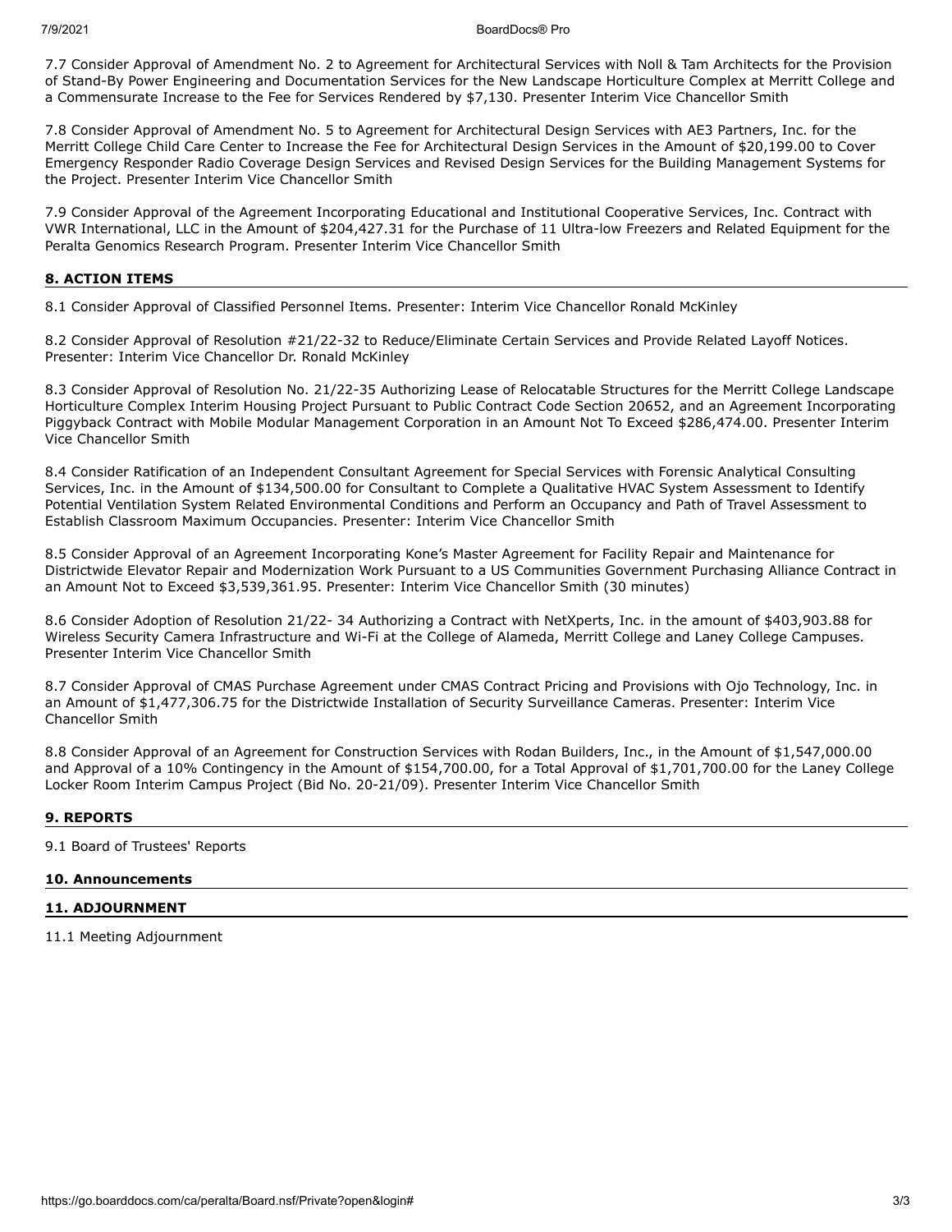7.7 Consider Approval of Amendment No. 2 to Agreement for Architectural Services with Noll & Tam Architects for the Provision of Stand-By Power Engineering and Documentation Services for the New Landscape Horticulture Complex at Merritt College and a Commensurate Increase to the Fee for Services Rendered by $7,130. Presenter Interim Vice Chancellor Smith

7.8 Consider Approval of Amendment No. 5 to Agreement for Architectural Design Services with AE3 Partners, Inc. for the Merritt College Child Care Center to Increase the Fee for Architectural Design Services in the Amount of $20,199.00 to Cover Emergency Responder Radio Coverage Design Services and Revised Design Services for the Building Management Systems for the Project. Presenter Interim Vice Chancellor Smith

7.9 Consider Approval of the Agreement Incorporating Educational and Institutional Cooperative Services, Inc. Contract with VWR International, LLC in the Amount of $204,427.31 for the Purchase of 11 Ultra-low Freezers and Related Equipment for the Peralta Genomics Research Program. Presenter Interim Vice Chancellor Smith

## 8. ACTION ITEMS

8.1 Consider Approval of Classified Personnel Items. Presenter: Interim Vice Chancellor Ronald McKinley

8.2 Consider Approval of Resolution #21/22-32 to Reduce/Eliminate Certain Services and Provide Related Layoff Notices. Presenter: Interim Vice Chancellor Dr. Ronald McKinley

8.3 Consider Approval of Resolution No. 21/22-35 Authorizing Lease of Relocatable Structures for the Merritt College Landscape Horticulture Complex Interim Housing Project Pursuant to Public Contract Code Section 20652, and an Agreement Incorporating Piggyback Contract with Mobile Modular Management Corporation in an Amount Not To Exceed $286,474.00. Presenter Interim Vice Chancellor Smith

8.4 Consider Ratification of an Independent Consultant Agreement for Special Services with Forensic Analytical Consulting Services, Inc. in the Amount of $134,500.00 for Consultant to Complete a Qualitative HVAC System Assessment to Identify Potential Ventilation System Related Environmental Conditions and Perform an Occupancy and Path of Travel Assessment to Establish Classroom Maximum Occupancies. Presenter: Interim Vice Chancellor Smith

8.5 Consider Approval of an Agreement Incorporating Kone's Master Agreement for Facility Repair and Maintenance for Districtwide Elevator Repair and Modernization Work Pursuant to a US Communities Government Purchasing Alliance Contract in an Amount Not to Exceed $3,539,361.95. Presenter: Interim Vice Chancellor Smith (30 minutes)

8.6 Consider Adoption of Resolution 21/22- 34 Authorizing a Contract with NetXperts, Inc. in the amount of $403,903.88 for Wireless Security Camera Infrastructure and Wi-Fi at the College of Alameda, Merritt College and Laney College Campuses. Presenter Interim Vice Chancellor Smith

8.7 Consider Approval of CMAS Purchase Agreement under CMAS Contract Pricing and Provisions with Ojo Technology, Inc. in an Amount of $1,477,306.75 for the Districtwide Installation of Security Surveillance Cameras. Presenter: Interim Vice Chancellor Smith

8.8 Consider Approval of an Agreement for Construction Services with Rodan Builders, Inc., in the Amount of $1,547,000.00 and Approval of a 10% Contingency in the Amount of $154,700.00, for a Total Approval of $1,701,700.00 for the Laney College Locker Room Interim Campus Project (Bid No. 20-21/09). Presenter Interim Vice Chancellor Smith

## 9. REPORTS

9.1 Board of Trustees' Reports

## 10. Announcements

## 11. ADJOURNMENT

11.1 Meeting Adjournment